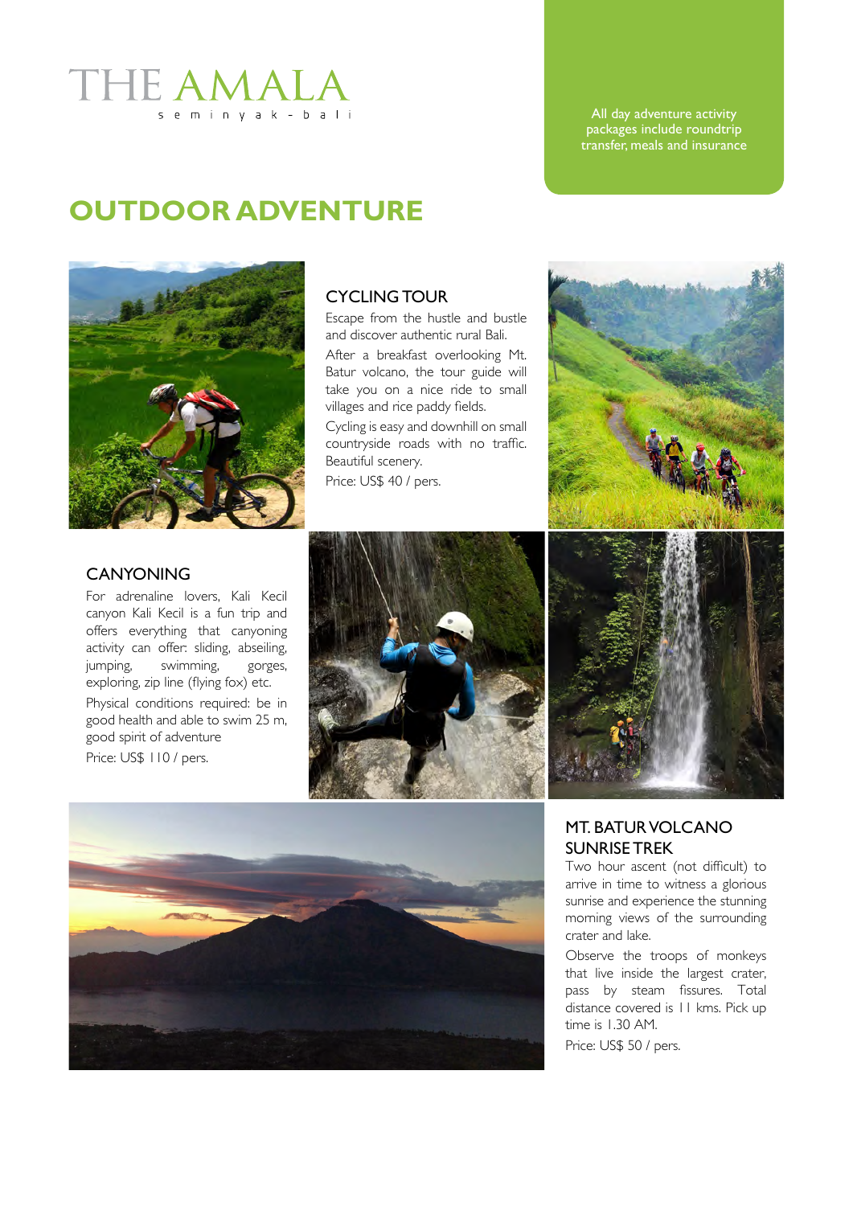THE AMALA

seminyak - bali

All day adventure activity packages include roundtrip transfer, meals and insurance

# OUTDOOR ADVENTURE

## CYCLING TOUR

Escape from the hustle and bustle and discover authentic rural Bali.

After a breakfast overlooking Mt. Batur volcano, the tour guide will take you on a nice ride to small villages and rice paddy fields.

Cycling is easy and downhill on small countryside roads with no traffic. Beautiful scenery.

Price: US$ 40 / pers.

## CANYONING

For adrenaline lovers, Kali Kecil canyon Kali Kecil is a fun trip and offers everything that canyoning activity can offer: sliding, abseiling, jumping, swimming, gorges, exploring, zip line (flying fox) etc.

Physical conditions required: be in good health and able to swim 25 m, good spirit of adventure

Price: US$ 110 / pers.

## MT. BATUR VOLCANO SUNRISE TREK

Two hour ascent (not difficult) to arrive in time to witness a glorious sunrise and experience the stunning morning views of the surrounding crater and lake.

Observe the troops of monkeys that live inside the largest crater, pass by steam fissures. Total distance covered is 11 kms. Pick up time is 1.30 AM.

Price: US$ 50 / pers.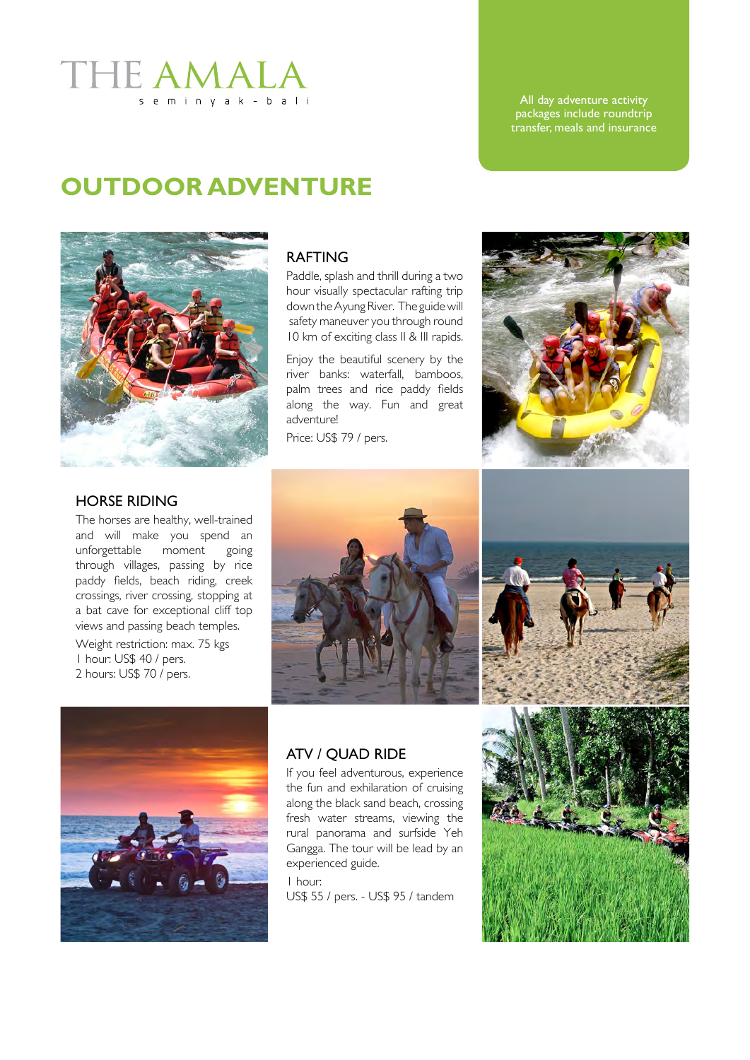THE AMALA

seminyak - bali

All day adventure activity packages include roundtrip transfer, meals and insurance

# OUTDOOR ADVENTURE

## RAFTING

Paddle, splash and thrill during a two hour visually spectacular rafting trip down the Ayung River. The guide will safety maneuver you through round 10 km of exciting class II & III rapids.

Enjoy the beautiful scenery by the river banks: waterfall, bamboos, palm trees and rice paddy fields along the way. Fun and great adventure!

Price: US$ 79 / pers.

## HORSE RIDING

The horses are healthy, well-trained and will make you spend an unforgettable moment going through villages, passing by rice paddy fields, beach riding, creek crossings, river crossing, stopping at a bat cave for exceptional cliff top views and passing beach temples.

Weight restriction: max. 75 kgs
1 hour: US$ 40 / pers.
2 hours: US$ 70 / pers.

## ATV / QUAD RIDE

If you feel adventurous, experience the fun and exhilaration of cruising along the black sand beach, crossing fresh water streams, viewing the rural panorama and surfside Yeh Gangga. The tour will be lead by an experienced guide.

1 hour:
US$ 55 / pers. - US$ 95 / tandem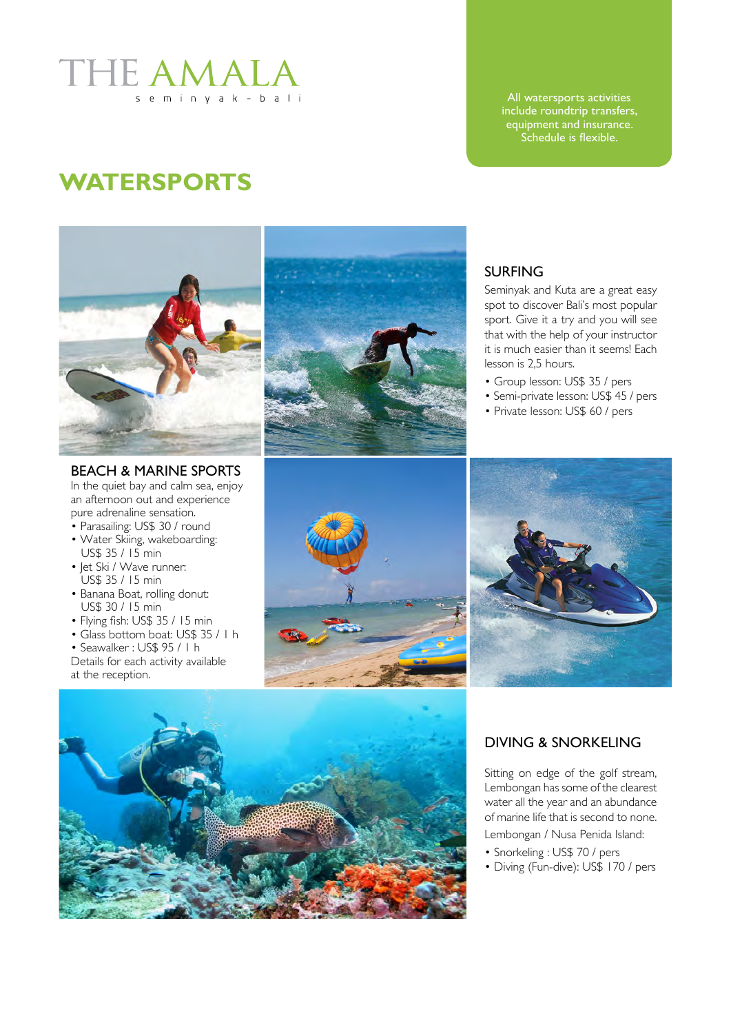# THE AMALA

seminyak - bali

All watersports activities include roundtrip transfers, equipment and insurance. Schedule is flexible.

## WATERSPORTS

### SURFING

Seminyak and Kuta are a great easy spot to discover Bali's most popular sport. Give it a try and you will see that with the help of your instructor it is much easier than it seems! Each lesson is 2,5 hours.

- Group lesson: US$ 35 / pers
- Semi-private lesson: US$ 45 / pers
- Private lesson: US$ 60 / pers

### BEACH & MARINE SPORTS

In the quiet bay and calm sea, enjoy an afternoon out and experience pure adrenaline sensation.

- Parasailing: US$ 30 / round
- Water Skiing, wakeboarding: US$ 35 / 15 min
- Jet Ski / Wave runner: US$ 35 / 15 min
- Banana Boat, rolling donut: US$ 30 / 15 min
- Flying fish: US$ 35 / 15 min
- Glass bottom boat: US$ 35 / 1 h
- Seawalker : US$ 95 / 1 h

Details for each activity available at the reception.

### DIVING & SNORKELING

Sitting on edge of the golf stream, Lembongan has some of the clearest water all the year and an abundance of marine life that is second to none.

Lembongan / Nusa Penida Island:

- Snorkeling : US$ 70 / pers
- Diving (Fun-dive): US$ 170 / pers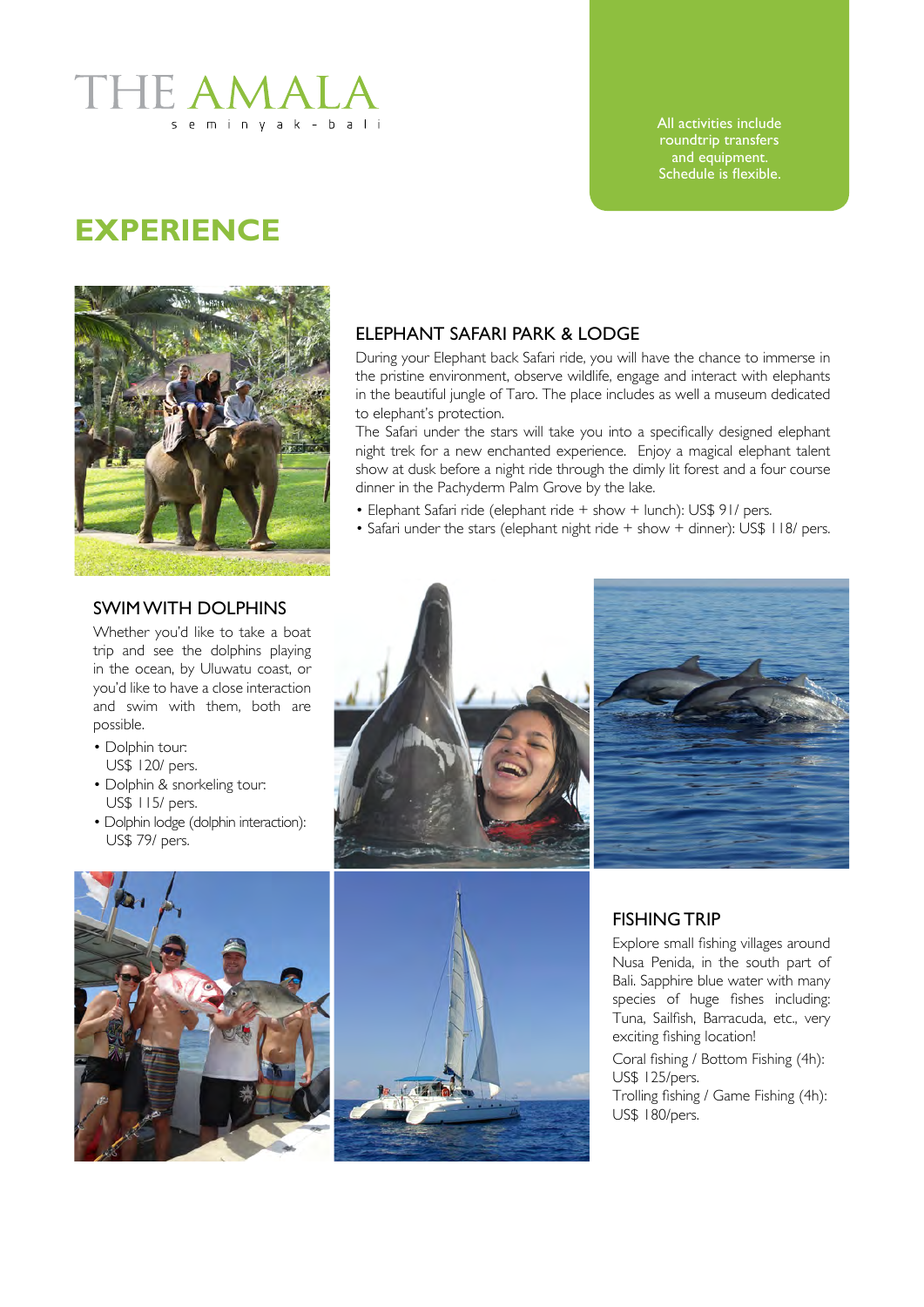THE AMALA
seminyak - bali

All activities include roundtrip transfers and equipment. Schedule is flexible.

# EXPERIENCE

## ELEPHANT SAFARI PARK & LODGE

During your Elephant back Safari ride, you will have the chance to immerse in the pristine environment, observe wildlife, engage and interact with elephants in the beautiful jungle of Taro. The place includes as well a museum dedicated to elephant's protection.

The Safari under the stars will take you into a specifically designed elephant night trek for a new enchanted experience. Enjoy a magical elephant talent show at dusk before a night ride through the dimly lit forest and a four course dinner in the Pachyderm Palm Grove by the lake.

- Elephant Safari ride (elephant ride + show + lunch): US$ 91/ pers.
- Safari under the stars (elephant night ride + show + dinner): US$ 118/ pers.

## SWIM WITH DOLPHINS

Whether you'd like to take a boat trip and see the dolphins playing in the ocean, by Uluwatu coast, or you'd like to have a close interaction and swim with them, both are possible.

- Dolphin tour: US$ 120/ pers.
- Dolphin & snorkeling tour: US$ 115/ pers.
- Dolphin lodge (dolphin interaction): US$ 79/ pers.

## FISHING TRIP

Explore small fishing villages around Nusa Penida, in the south part of Bali. Sapphire blue water with many species of huge fishes including: Tuna, Sailfish, Barracuda, etc., very exciting fishing location!

Coral fishing / Bottom Fishing (4h): US$ 125/pers.

Trolling fishing / Game Fishing (4h): US$ 180/pers.